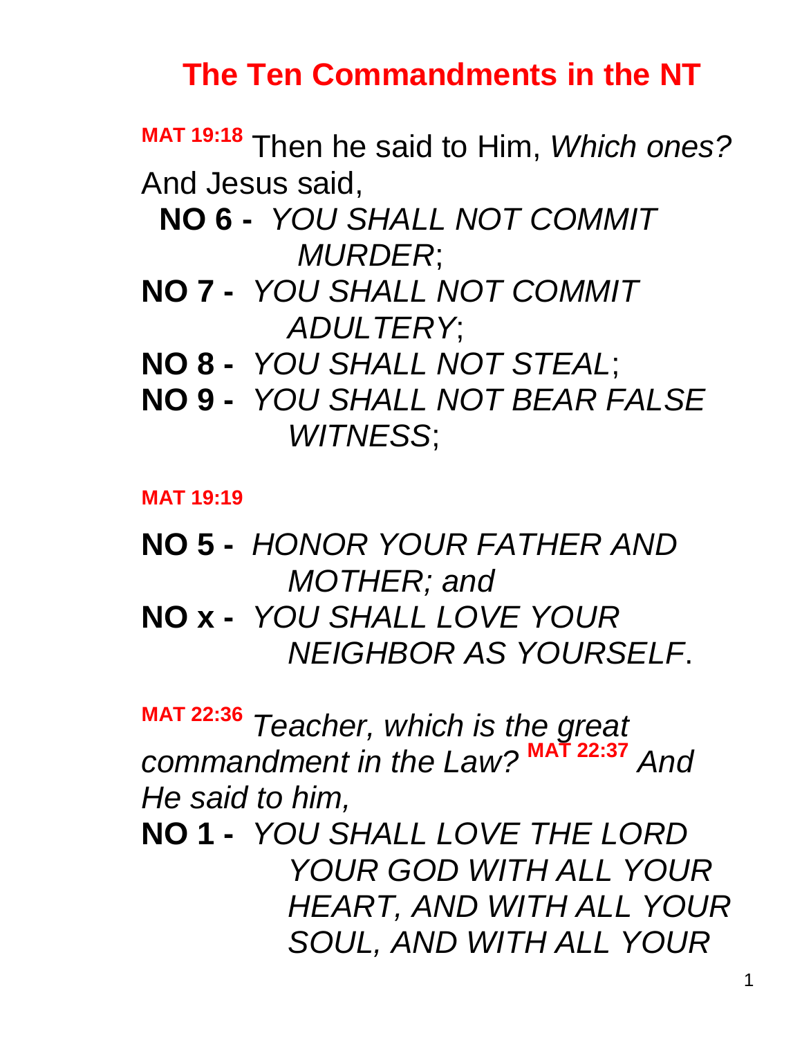# The Ten Commandments in the NT

**MAT 19:18** Then he said to Him, *Which ones?* And Jesus said,

**NO 6 -** *YOU SHALL NOT COMMIT MURDER*;

**NO 7 -** *YOU SHALL NOT COMMIT ADULTERY*;

**NO 8 -** *YOU SHALL NOT STEAL*;

**NO 9 -** *YOU SHALL NOT BEAR FALSE WITNESS*;

**MAT 19:19**

**NO 5 -** *HONOR YOUR FATHER AND MOTHER; and*

**NO x -** *YOU SHALL LOVE YOUR NEIGHBOR AS YOURSELF*.

**MAT 22:36** *Teacher, which is the great commandment in the Law?* **MAT 22:37** *And He said to him,*

**NO 1 -** *YOU SHALL LOVE THE LORD YOUR GOD WITH ALL YOUR HEART, AND WITH ALL YOUR SOUL, AND WITH ALL YOUR*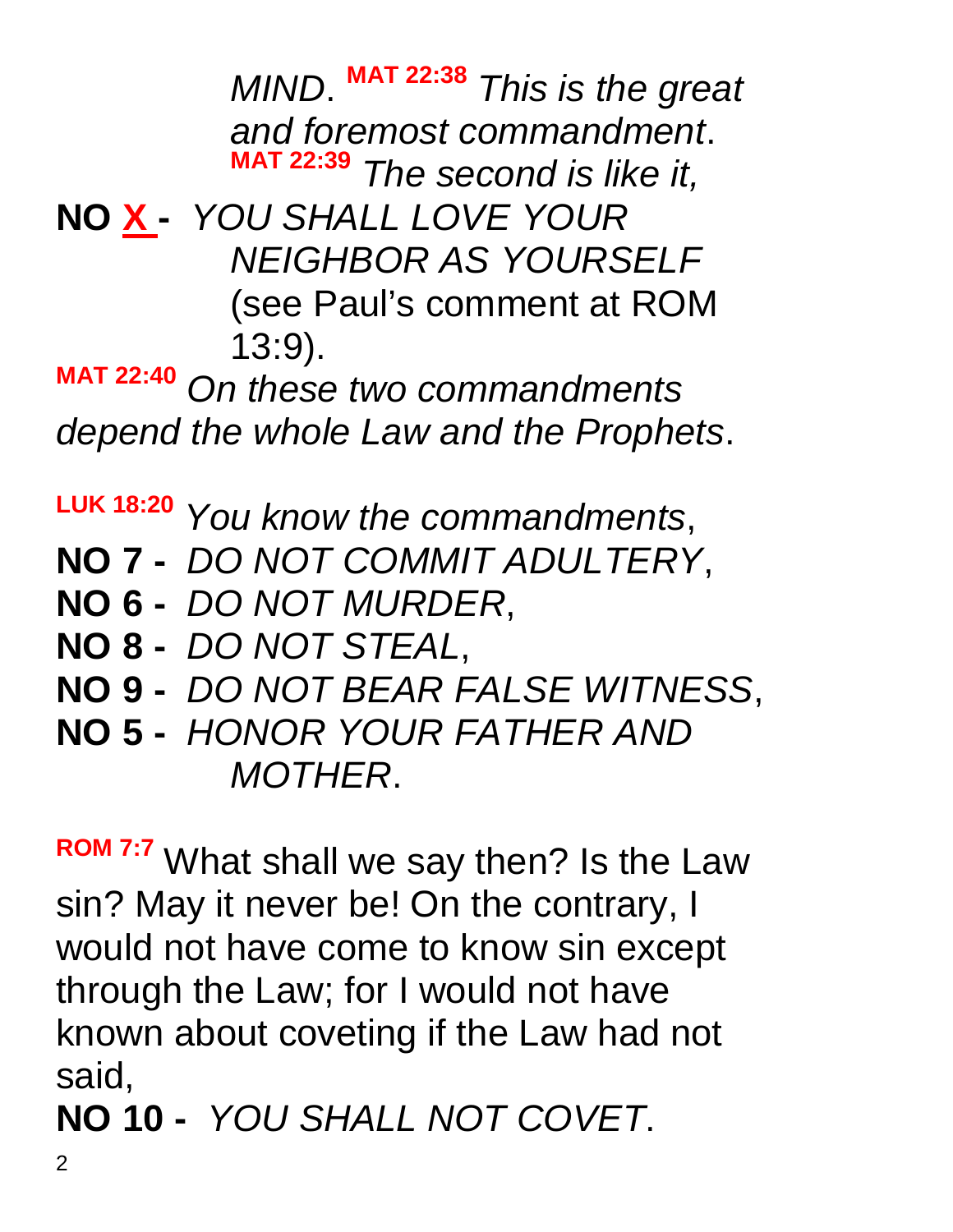*MIND*. MAT 22:38 *This is the great and foremost commandment*. MAT 22:39 *The second is like it,*

**NO X -** *YOU SHALL LOVE YOUR NEIGHBOR AS YOURSELF* (see Paul's comment at ROM 13:9).

MAT 22:40 *On these two commandments depend the whole Law and the Prophets*.

LUK 18:20 *You know the commandments*,

**NO 7 -** *DO NOT COMMIT ADULTERY*,
**NO 6 -** *DO NOT MURDER*,
**NO 8 -** *DO NOT STEAL*,
**NO 9 -** *DO NOT BEAR FALSE WITNESS*,
**NO 5 -** *HONOR YOUR FATHER AND MOTHER*.

ROM 7:7 What shall we say then? Is the Law sin? May it never be! On the contrary, I would not have come to know sin except through the Law; for I would not have known about coveting if the Law had not said,

**NO 10 -** *YOU SHALL NOT COVET*.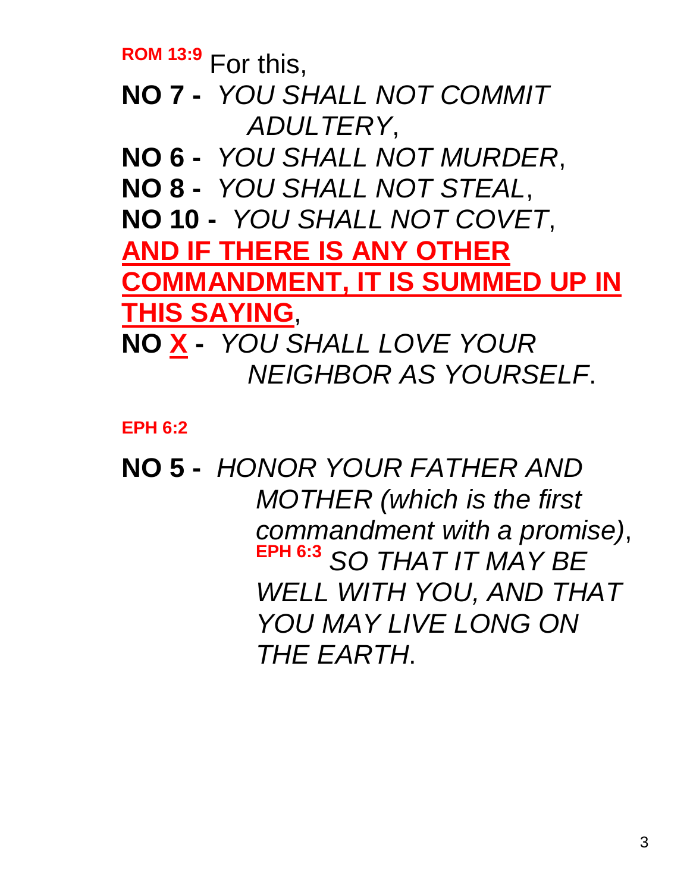ROM 13:9 For this,

**NO 7 -** *YOU SHALL NOT COMMIT ADULTERY*,

**NO 6 -** *YOU SHALL NOT MURDER*,

**NO 8 -** *YOU SHALL NOT STEAL*,

**NO 10 -** *YOU SHALL NOT COVET*,

**AND IF THERE IS ANY OTHER COMMANDMENT, IT IS SUMMED UP IN THIS SAYING**,

**NO X -** *YOU SHALL LOVE YOUR NEIGHBOR AS YOURSELF*.

**EPH 6:2**

**NO 5 -** *HONOR YOUR FATHER AND MOTHER (which is the first commandment with a promise)*, EPH 6:3 *SO THAT IT MAY BE WELL WITH YOU, AND THAT YOU MAY LIVE LONG ON THE EARTH*.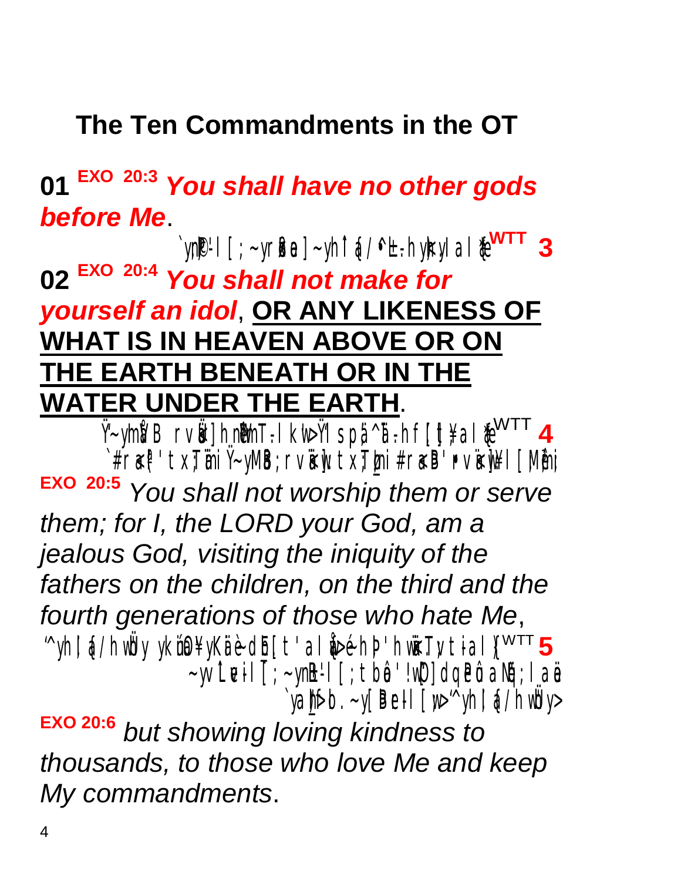# The Ten Commandments in the OT

**01** EXO 20:3 ***You shall have no other gods before Me*.**

`yn"P'-l[; ~yrIxea] ~yhil{a/ ^l.-hy<h.yI al{ WTT 3

**02** EXO 20:4 ***You shall not make for yourself an idol*, <u>OR ANY LIKENESS OF WHAT IS IN HEAVEN ABOVE OR ON THE EARTH BENEATH OR IN THE WATER UNDER THE EARTH</u>.**

rv<a] hn"WmT.-lk'w> ls,p, ^l. hf,[]t; al{ WTT 4

`#r<a'l' tx;T;mi ~yIM;B; rv<a]w: tx;T'mi #r<a'B' rv<a]w: l[;me ~yIm;V'B;

EXO 20:5 *You shall not worship them or serve them; for I, the LORD your God, am a jealous God, visiting the iniquity of the fathers on the children, on the third and the fourth generations of those who hate Me*,

~yhil{a/ hw"hy> ykinOa' yKi ~deb.['t' al{w> ~h,l' hw<x]T;v.ti-al{ WTT 5

~yviLevi-l[; ~ynIB'-l[; tboa' !wO[] dqePo aN"q; lae

`yan>fol. ~y[iBeri-l[;w>

EXO 20:6 *but showing loving kindness to thousands, to those who love Me and keep My commandments*.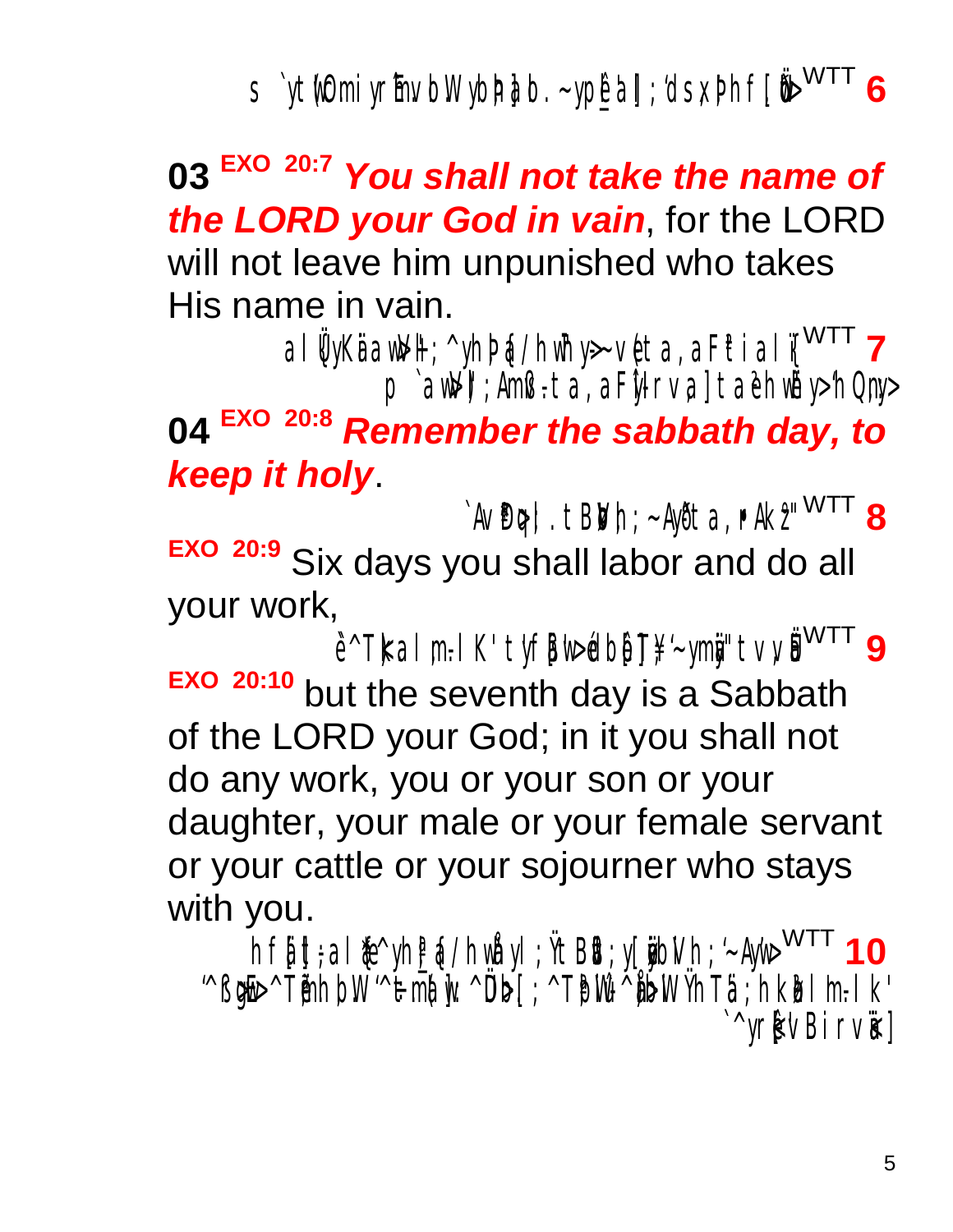s `yt'wOcmi yrEm.vob.W ybh;a]l. ~ypil'a]l; ds,x, hf,[o WTT **6**

**03** **EXO 20:7** ***You shall not take the name of the LORD your God in vain***, for the LORD will not leave him unpunished who takes His name in vain.

al{ yKi awv'l; ^yh,l{a/ hw"hy>-~ve-ta, aF'ti al{ WTT **7**
p `awv'l; Amv.-ta, aF'yI-rv,a] ta, hw"hy> hQ,n:y>

**04** **EXO 20:8** ***Remember the sabbath day, to keep it holy***.

`Avd.q;l. tB'V;h; ~Ay-ta, rAkz" WTT **8**

**EXO 20:9** Six days you shall labor and do all your work,

`^T,k.al;m.-lK' t'yfi['w> dbo[]T; ~ymiy" tv,ve WTT **9**

**EXO 20:10** but the seventh day is a Sabbath of the LORD your God; in it you shall not do any work, you or your son or your daughter, your male or your female servant or your cattle or your sojourner who stays with you.

hf,[]t;-al{ ^yh,l{a/ hw"hyl; tB'v; y[iybiV.h; ~Ayw> WTT **10**
^T.m;h,b.W ^t.m'a]w: ^D.b.[; ^T,biW-^n>biW hT'a; hk'al'm.-lk'
`^yr,['v.Bi rv,a] ^r>gEw>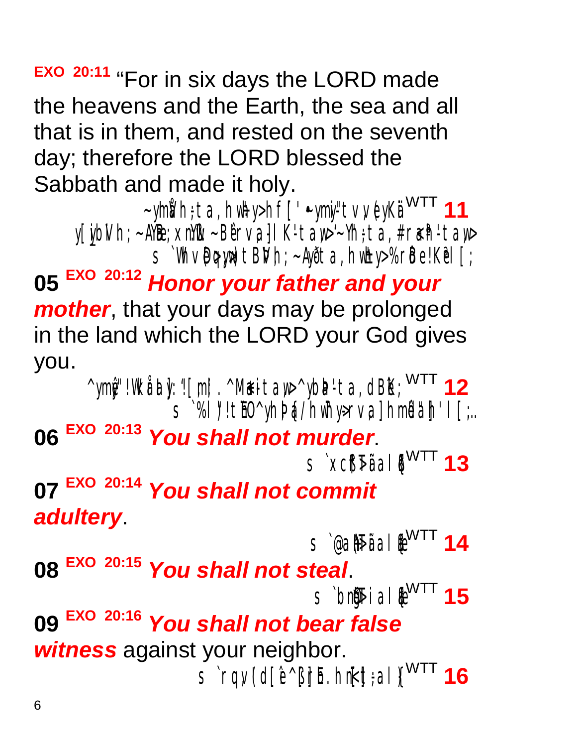**EXO 20:11** "For in six days the LORD made the heavens and the Earth, the sea and all that is in them, and rested on the seventh day; therefore the LORD blessed the Sabbath and made it holy.

~ymåh;-ta, hwhy> hf[' ~ymiy"-tvv,-yKä WTT **11**
y[iybiVh; ~AYB; xnUY"w: ~B'-rv,a]-lK'-ta,w> ~Yh;-ta, #r,a'h'-ta,w>
s `WhvE)D>q;y>w: tB'V;h; ~Ay=-ta, hw"ôhy> %r;ÛBe !Ke©-l[;

**05** **EXO 20:12** ***Honor your father and your mother***, that your days may be prolonged in the land which the LORD your God gives you.

^ym,êy" !Wkår]a;y: ‘![;m;l. ^M,_ai-ta,w> ^ybi²a'-ta, dBeîK; WTT **12**
s `%l'( !tE)nO ^yh,Þl{a/ hw"ïhy>-rv,a] hm'êd'a]h' l[;…

**06** **EXO 20:13** ***You shall not murder***.

s `xc'(r>Þ aOlï WTT **13**

**07** **EXO 20:14** ***You shall not commit adultery***.

s `@a'(n>Þ aOlï WTT **14**

**08** **EXO 20:15** ***You shall not steal***.

s `bnO=g>Þ aOlï WTT **15**

**09** **EXO 20:16** ***You shall not bear false witness*** against your neighbor.

s `rq,v'( d[eî ^ß[]r;b. hn<ï[]t;-al{ WTT **16**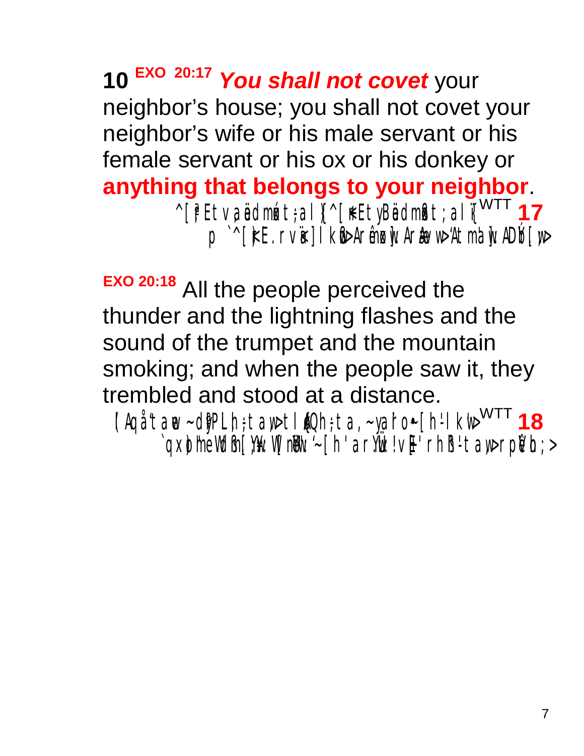**10** **EXO 20:17** ***You shall not covet*** your neighbor’s house; you shall not covet your neighbor’s wife or his male servant or his female servant or his ox or his donkey or **anything that belongs to your neighbor**.

^[,ê,Et v,a; ädm.x;t-al{ ^[,ê,Et yBe ädm.x;t; al{ WTT **17**
p `^[,ê,E.r vä[]l k.w> Arêmox]w: Arêvåw> At.m'a]w: ADb.[;w>

**EXO 20:18** All the people perceived the thunder and the lightning flashes and the sound of the trumpet and the mountain smoking; and when the people saw it, they trembled and stood at a distance.

(Aqå'tae w> ~dêPil.h; -ta,w> tl{Qoh; -ta, ~yaior ~[,h' -lk'w> WTT **18**
`qxoråme Wdm.[;Y:w: W[nU'Y"w: ~[,h' ar.Y:w: !v;[' rh'h' -ta,w> rp'Voh;>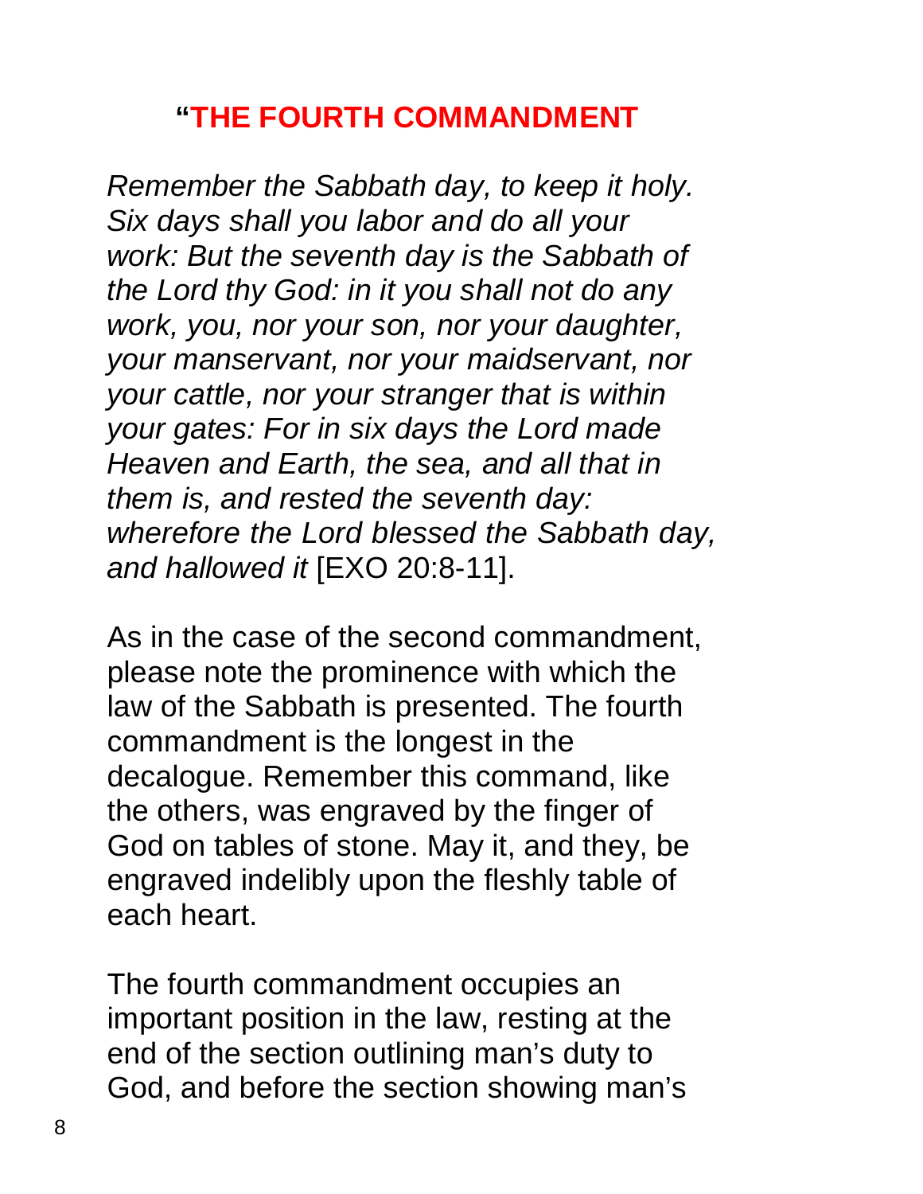## "THE FOURTH COMMANDMENT

*Remember the Sabbath day, to keep it holy. Six days shall you labor and do all your work: But the seventh day is the Sabbath of the Lord thy God: in it you shall not do any work, you, nor your son, nor your daughter, your manservant, nor your maidservant, nor your cattle, nor your stranger that is within your gates: For in six days the Lord made Heaven and Earth, the sea, and all that in them is, and rested the seventh day: wherefore the Lord blessed the Sabbath day, and hallowed it* [EXO 20:8-11].

As in the case of the second commandment, please note the prominence with which the law of the Sabbath is presented. The fourth commandment is the longest in the decalogue. Remember this command, like the others, was engraved by the finger of God on tables of stone. May it, and they, be engraved indelibly upon the fleshly table of each heart.

The fourth commandment occupies an important position in the law, resting at the end of the section outlining man's duty to God, and before the section showing man's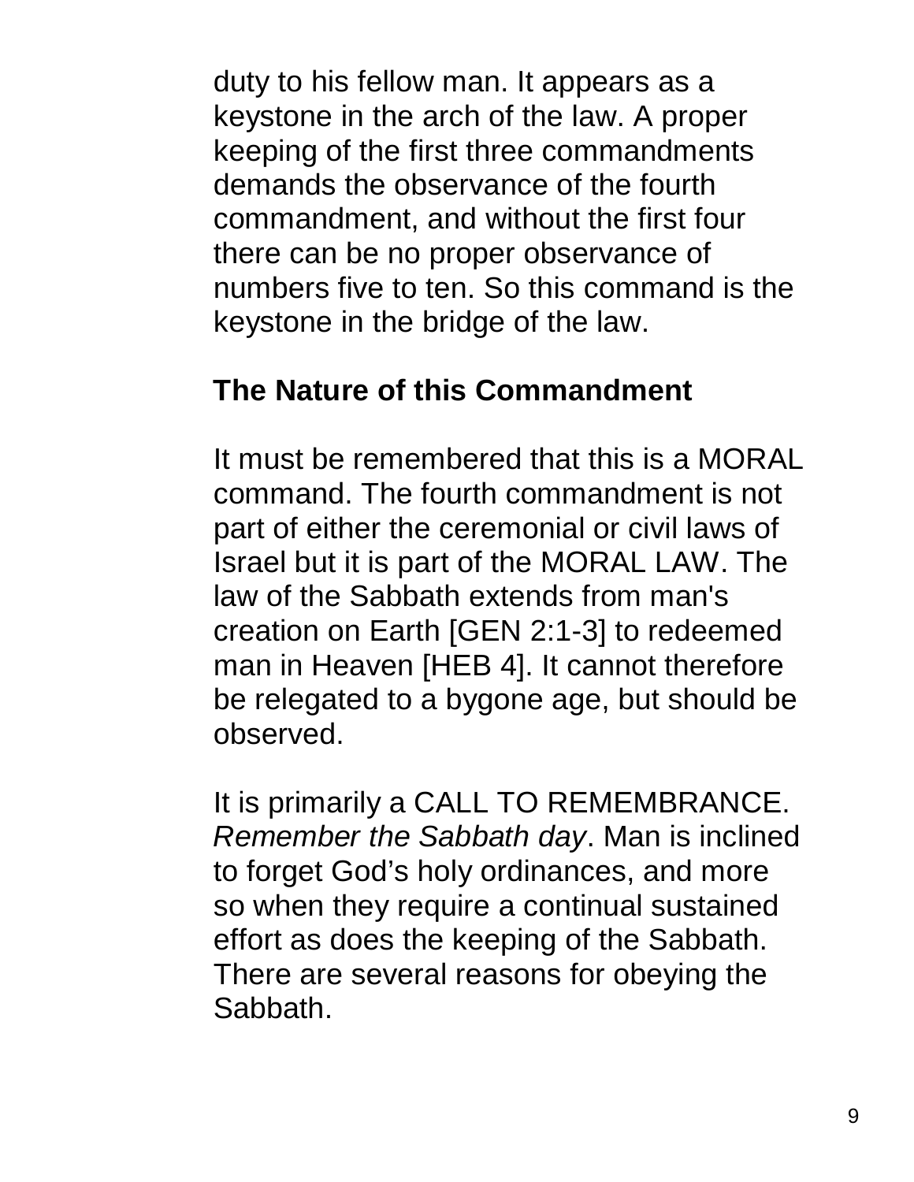duty to his fellow man. It appears as a keystone in the arch of the law. A proper keeping of the first three commandments demands the observance of the fourth commandment, and without the first four there can be no proper observance of numbers five to ten. So this command is the keystone in the bridge of the law.

## The Nature of this Commandment

It must be remembered that this is a MORAL command. The fourth commandment is not part of either the ceremonial or civil laws of Israel but it is part of the MORAL LAW. The law of the Sabbath extends from man's creation on Earth [GEN 2:1-3] to redeemed man in Heaven [HEB 4]. It cannot therefore be relegated to a bygone age, but should be observed.

It is primarily a CALL TO REMEMBRANCE. *Remember the Sabbath day*. Man is inclined to forget God's holy ordinances, and more so when they require a continual sustained effort as does the keeping of the Sabbath. There are several reasons for obeying the Sabbath.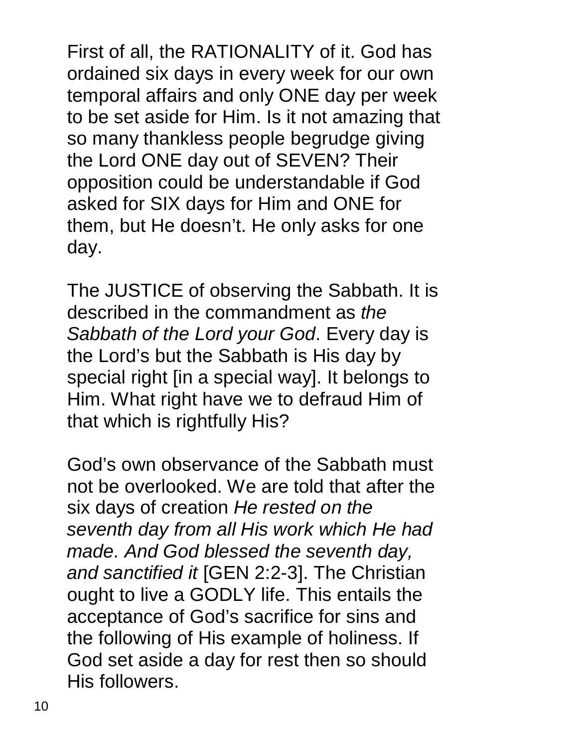First of all, the RATIONALITY of it. God has ordained six days in every week for our own temporal affairs and only ONE day per week to be set aside for Him. Is it not amazing that so many thankless people begrudge giving the Lord ONE day out of SEVEN? Their opposition could be understandable if God asked for SIX days for Him and ONE for them, but He doesn't. He only asks for one day.

The JUSTICE of observing the Sabbath. It is described in the commandment as *the Sabbath of the Lord your God*. Every day is the Lord's but the Sabbath is His day by special right [in a special way]. It belongs to Him. What right have we to defraud Him of that which is rightfully His?

God's own observance of the Sabbath must not be overlooked. We are told that after the six days of creation *He rested on the seventh day from all His work which He had made. And God blessed the seventh day, and sanctified it* [GEN 2:2-3]. The Christian ought to live a GODLY life. This entails the acceptance of God's sacrifice for sins and the following of His example of holiness. If God set aside a day for rest then so should His followers.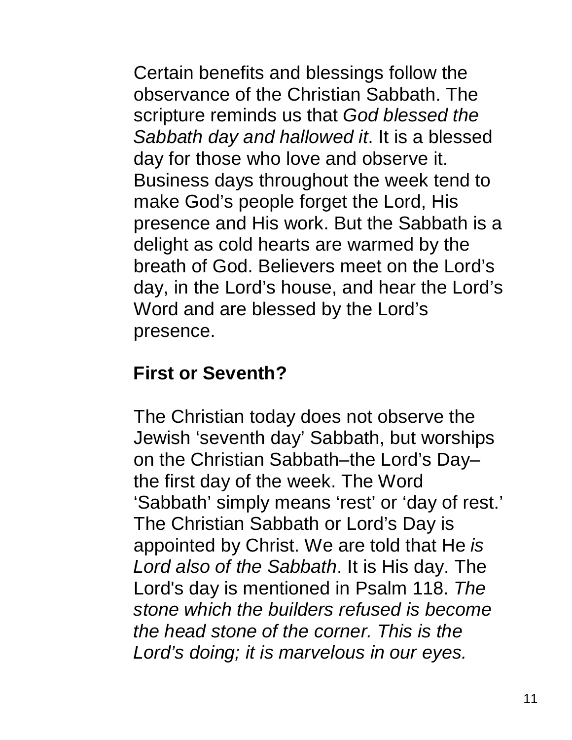Certain benefits and blessings follow the observance of the Christian Sabbath. The scripture reminds us that *God blessed the Sabbath day and hallowed it*. It is a blessed day for those who love and observe it. Business days throughout the week tend to make God's people forget the Lord, His presence and His work. But the Sabbath is a delight as cold hearts are warmed by the breath of God. Believers meet on the Lord's day, in the Lord's house, and hear the Lord's Word and are blessed by the Lord's presence.

## First or Seventh?

The Christian today does not observe the Jewish 'seventh day' Sabbath, but worships on the Christian Sabbath–the Lord's Day–the first day of the week. The Word 'Sabbath' simply means 'rest' or 'day of rest.' The Christian Sabbath or Lord's Day is appointed by Christ. We are told that He *is Lord also of the Sabbath*. It is His day. The Lord's day is mentioned in Psalm 118. *The stone which the builders refused is become the head stone of the corner. This is the Lord's doing; it is marvelous in our eyes.*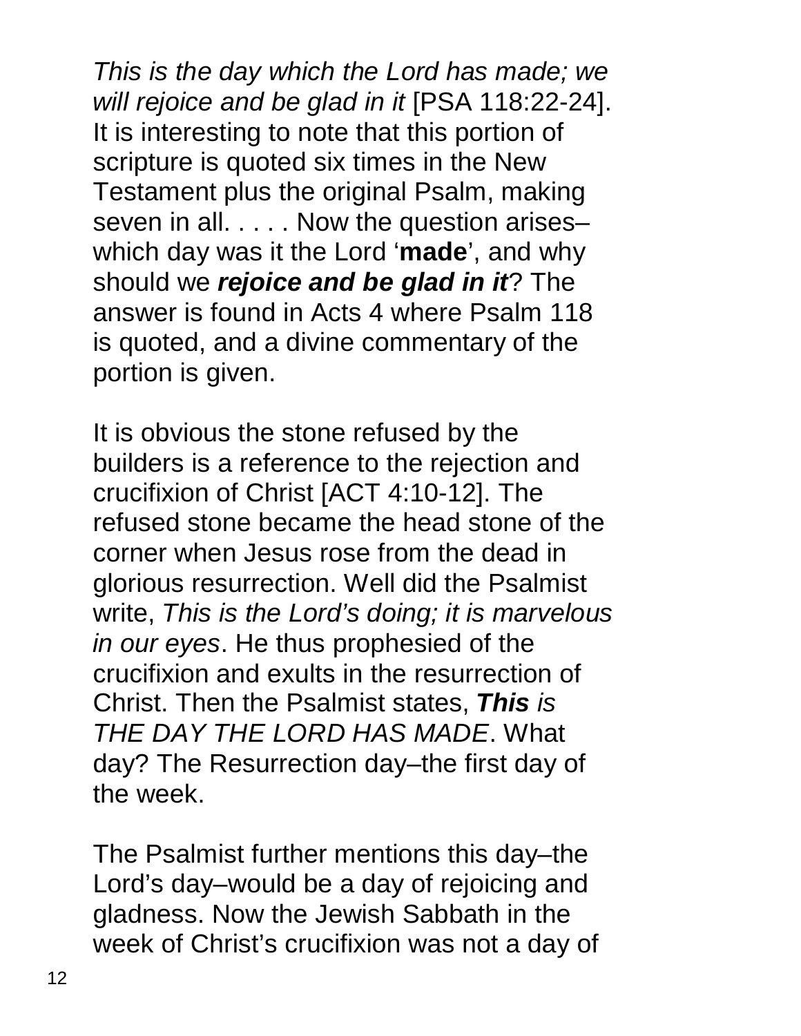*This is the day which the Lord has made; we will rejoice and be glad in it* [PSA 118:22-24]. It is interesting to note that this portion of scripture is quoted six times in the New Testament plus the original Psalm, making seven in all. . . . . Now the question arises–which day was it the Lord '**made**', and why should we ***rejoice and be glad in it***? The answer is found in Acts 4 where Psalm 118 is quoted, and a divine commentary of the portion is given.

It is obvious the stone refused by the builders is a reference to the rejection and crucifixion of Christ [ACT 4:10-12]. The refused stone became the head stone of the corner when Jesus rose from the dead in glorious resurrection. Well did the Psalmist write, *This is the Lord's doing; it is marvelous in our eyes*. He thus prophesied of the crucifixion and exults in the resurrection of Christ. Then the Psalmist states, ***This*** *is THE DAY THE LORD HAS MADE*. What day? The Resurrection day–the first day of the week.

The Psalmist further mentions this day–the Lord's day–would be a day of rejoicing and gladness. Now the Jewish Sabbath in the week of Christ's crucifixion was not a day of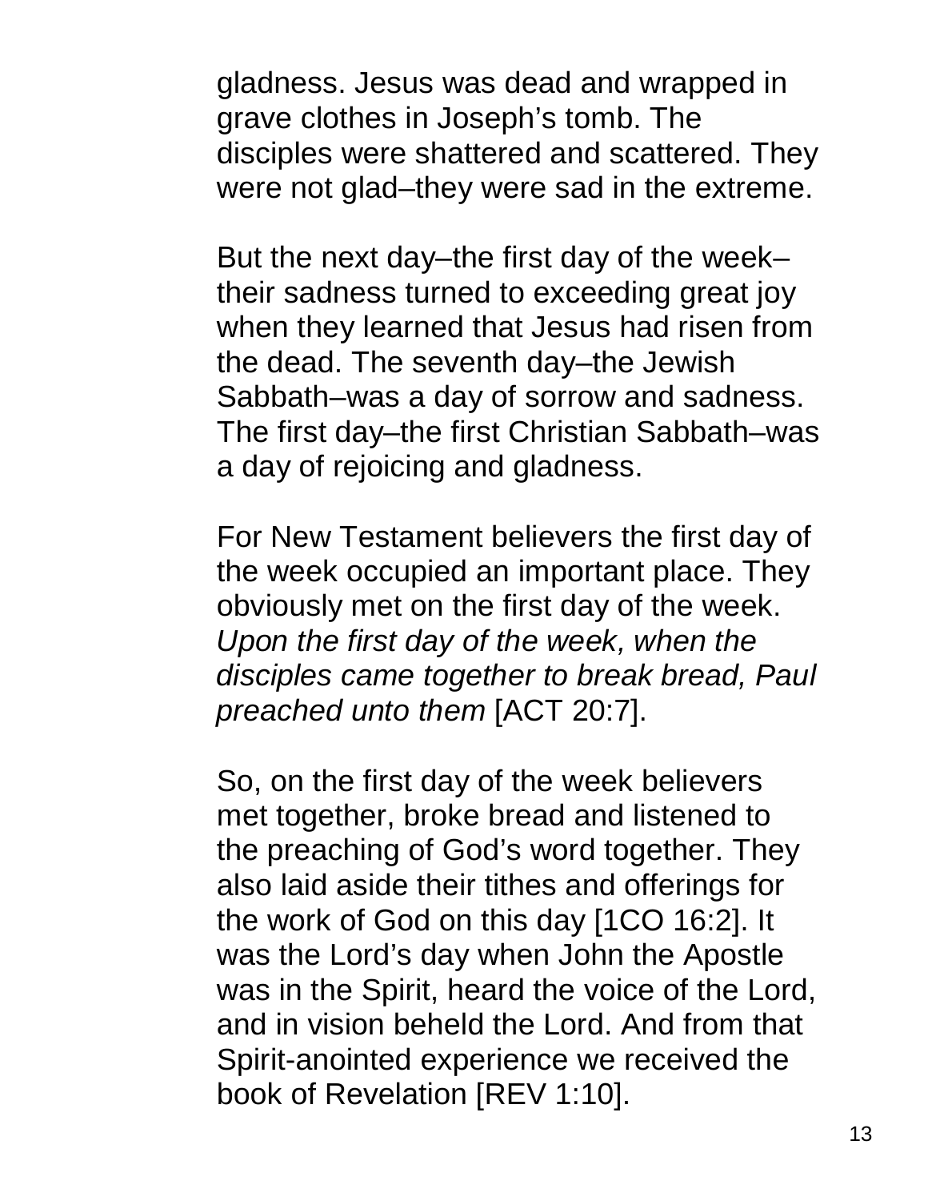gladness. Jesus was dead and wrapped in grave clothes in Joseph's tomb. The disciples were shattered and scattered. They were not glad–they were sad in the extreme.

But the next day–the first day of the week–their sadness turned to exceeding great joy when they learned that Jesus had risen from the dead. The seventh day–the Jewish Sabbath–was a day of sorrow and sadness. The first day–the first Christian Sabbath–was a day of rejoicing and gladness.

For New Testament believers the first day of the week occupied an important place. They obviously met on the first day of the week. *Upon the first day of the week, when the disciples came together to break bread, Paul preached unto them* [ACT 20:7].

So, on the first day of the week believers met together, broke bread and listened to the preaching of God's word together. They also laid aside their tithes and offerings for the work of God on this day [1CO 16:2]. It was the Lord's day when John the Apostle was in the Spirit, heard the voice of the Lord, and in vision beheld the Lord. And from that Spirit-anointed experience we received the book of Revelation [REV 1:10].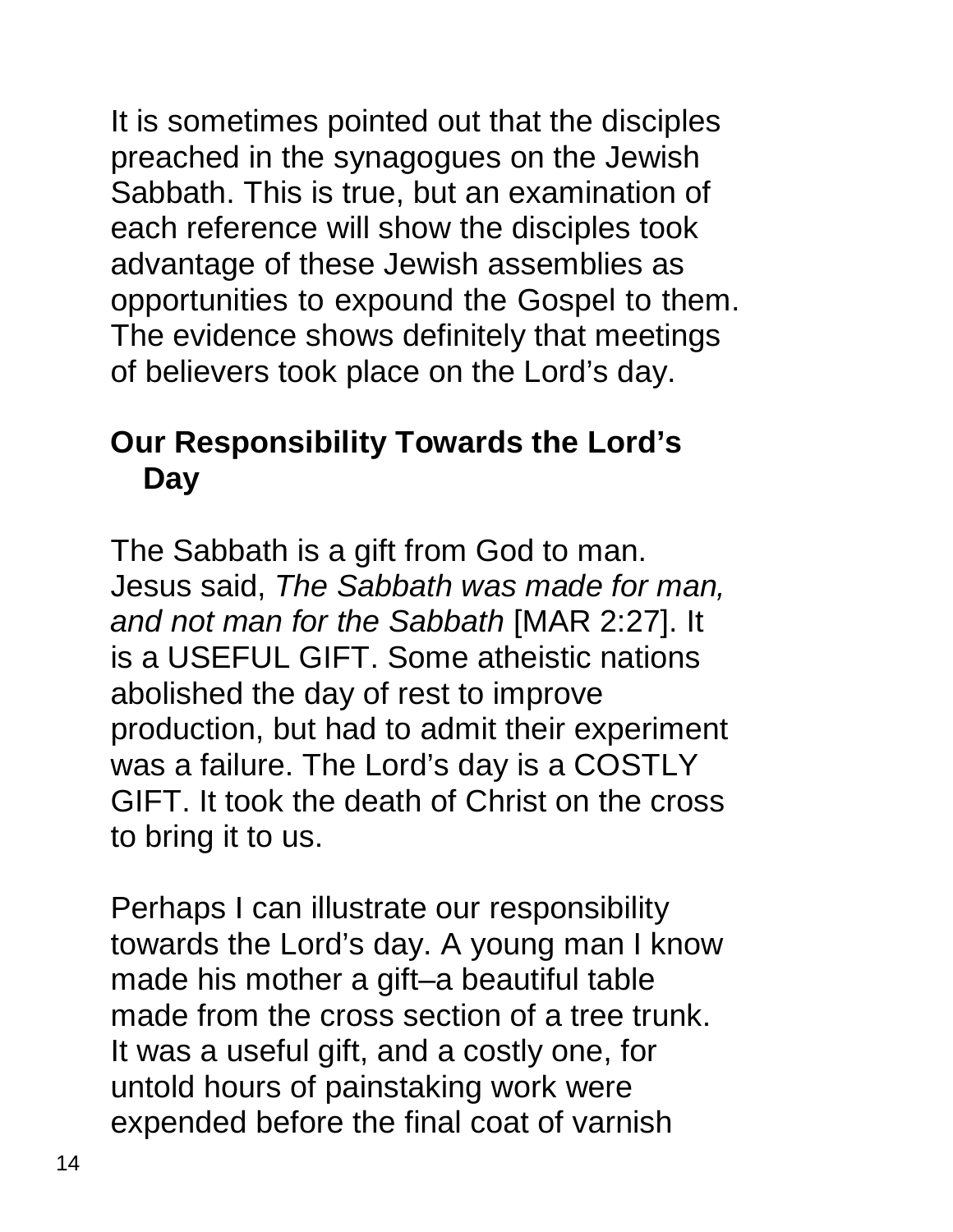It is sometimes pointed out that the disciples preached in the synagogues on the Jewish Sabbath. This is true, but an examination of each reference will show the disciples took advantage of these Jewish assemblies as opportunities to expound the Gospel to them. The evidence shows definitely that meetings of believers took place on the Lord's day.

## Our Responsibility Towards the Lord's Day

The Sabbath is a gift from God to man. Jesus said, *The Sabbath was made for man, and not man for the Sabbath* [MAR 2:27]. It is a USEFUL GIFT. Some atheistic nations abolished the day of rest to improve production, but had to admit their experiment was a failure. The Lord's day is a COSTLY GIFT. It took the death of Christ on the cross to bring it to us.

Perhaps I can illustrate our responsibility towards the Lord's day. A young man I know made his mother a gift–a beautiful table made from the cross section of a tree trunk. It was a useful gift, and a costly one, for untold hours of painstaking work were expended before the final coat of varnish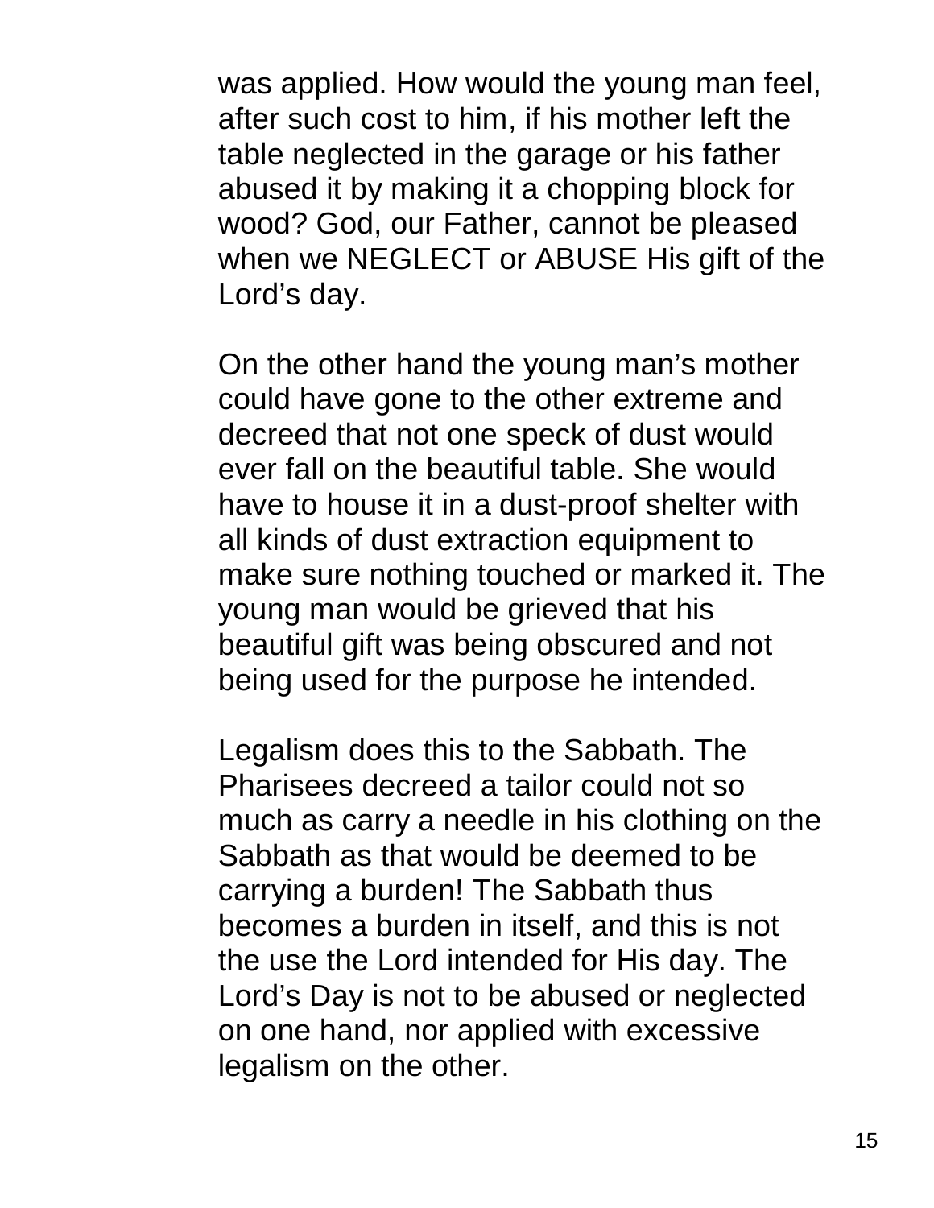was applied. How would the young man feel, after such cost to him, if his mother left the table neglected in the garage or his father abused it by making it a chopping block for wood? God, our Father, cannot be pleased when we NEGLECT or ABUSE His gift of the Lord's day.

On the other hand the young man's mother could have gone to the other extreme and decreed that not one speck of dust would ever fall on the beautiful table. She would have to house it in a dust-proof shelter with all kinds of dust extraction equipment to make sure nothing touched or marked it. The young man would be grieved that his beautiful gift was being obscured and not being used for the purpose he intended.

Legalism does this to the Sabbath. The Pharisees decreed a tailor could not so much as carry a needle in his clothing on the Sabbath as that would be deemed to be carrying a burden! The Sabbath thus becomes a burden in itself, and this is not the use the Lord intended for His day. The Lord's Day is not to be abused or neglected on one hand, nor applied with excessive legalism on the other.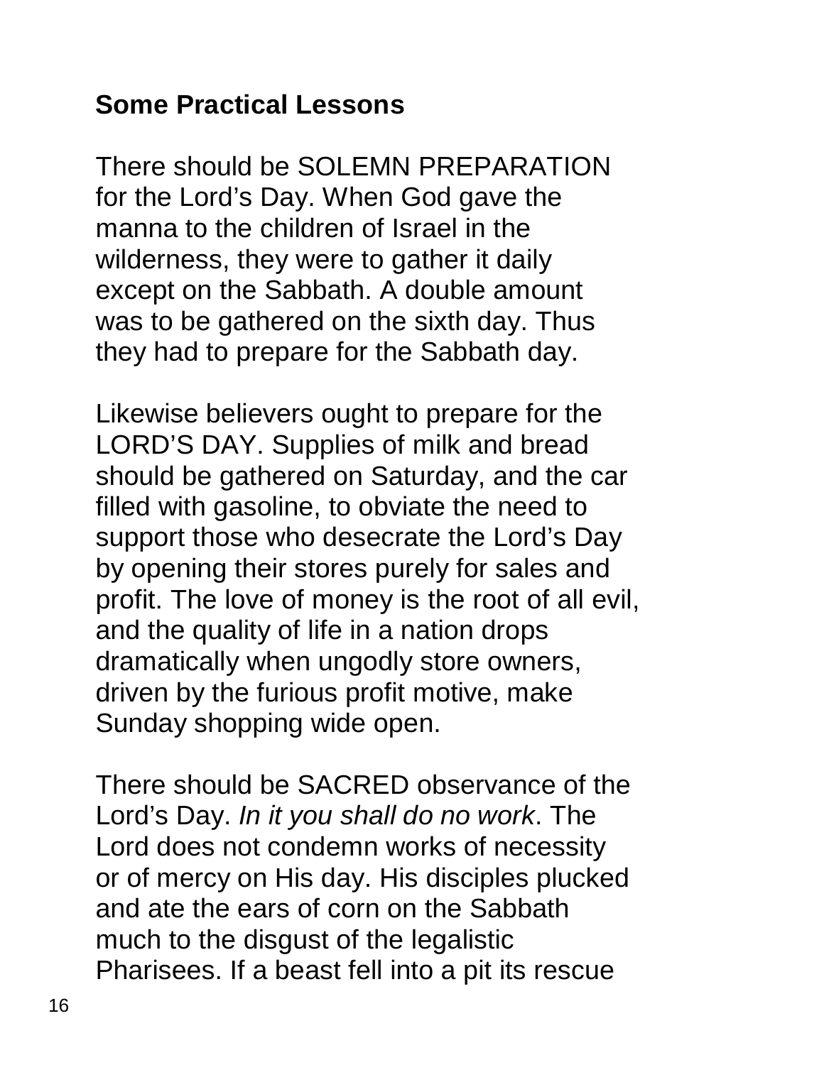## Some Practical Lessons

There should be SOLEMN PREPARATION for the Lord's Day. When God gave the manna to the children of Israel in the wilderness, they were to gather it daily except on the Sabbath. A double amount was to be gathered on the sixth day. Thus they had to prepare for the Sabbath day.

Likewise believers ought to prepare for the LORD'S DAY. Supplies of milk and bread should be gathered on Saturday, and the car filled with gasoline, to obviate the need to support those who desecrate the Lord's Day by opening their stores purely for sales and profit. The love of money is the root of all evil, and the quality of life in a nation drops dramatically when ungodly store owners, driven by the furious profit motive, make Sunday shopping wide open.

There should be SACRED observance of the Lord's Day. *In it you shall do no work*. The Lord does not condemn works of necessity or of mercy on His day. His disciples plucked and ate the ears of corn on the Sabbath much to the disgust of the legalistic Pharisees. If a beast fell into a pit its rescue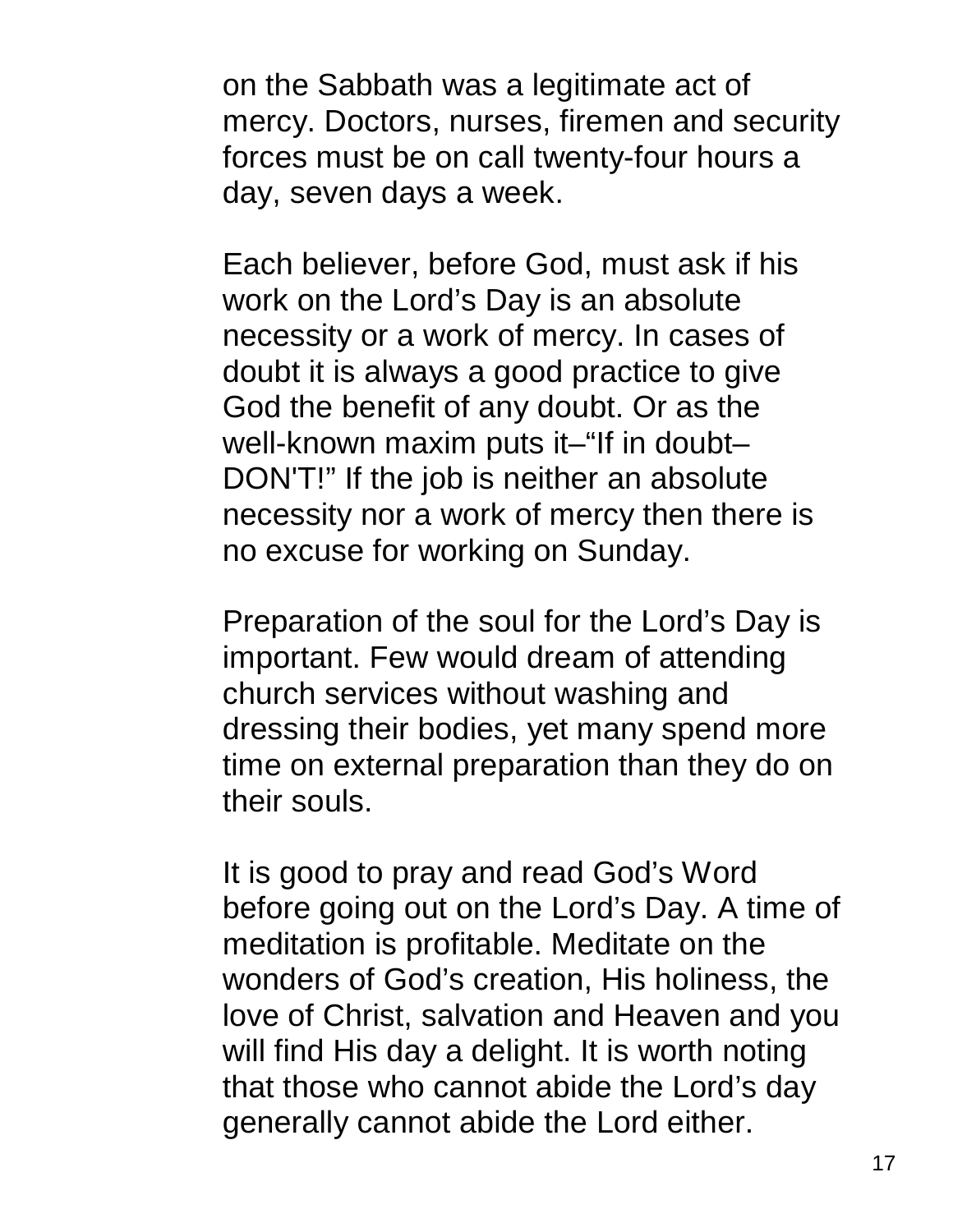on the Sabbath was a legitimate act of mercy. Doctors, nurses, firemen and security forces must be on call twenty-four hours a day, seven days a week.

Each believer, before God, must ask if his work on the Lord’s Day is an absolute necessity or a work of mercy. In cases of doubt it is always a good practice to give God the benefit of any doubt. Or as the well-known maxim puts it–“If in doubt–DON'T!” If the job is neither an absolute necessity nor a work of mercy then there is no excuse for working on Sunday.

Preparation of the soul for the Lord’s Day is important. Few would dream of attending church services without washing and dressing their bodies, yet many spend more time on external preparation than they do on their souls.

It is good to pray and read God’s Word before going out on the Lord’s Day. A time of meditation is profitable. Meditate on the wonders of God’s creation, His holiness, the love of Christ, salvation and Heaven and you will find His day a delight. It is worth noting that those who cannot abide the Lord’s day generally cannot abide the Lord either.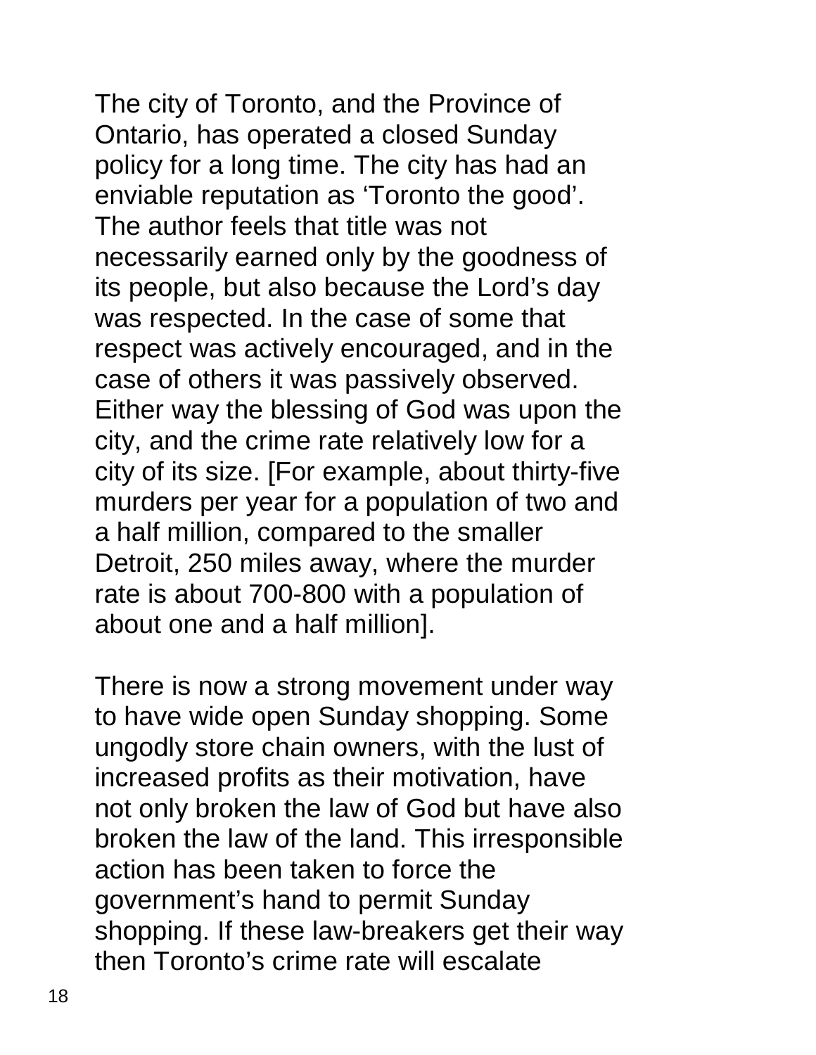The city of Toronto, and the Province of Ontario, has operated a closed Sunday policy for a long time. The city has had an enviable reputation as 'Toronto the good'. The author feels that title was not necessarily earned only by the goodness of its people, but also because the Lord's day was respected. In the case of some that respect was actively encouraged, and in the case of others it was passively observed. Either way the blessing of God was upon the city, and the crime rate relatively low for a city of its size. [For example, about thirty-five murders per year for a population of two and a half million, compared to the smaller Detroit, 250 miles away, where the murder rate is about 700-800 with a population of about one and a half million].

There is now a strong movement under way to have wide open Sunday shopping. Some ungodly store chain owners, with the lust of increased profits as their motivation, have not only broken the law of God but have also broken the law of the land. This irresponsible action has been taken to force the government's hand to permit Sunday shopping. If these law-breakers get their way then Toronto's crime rate will escalate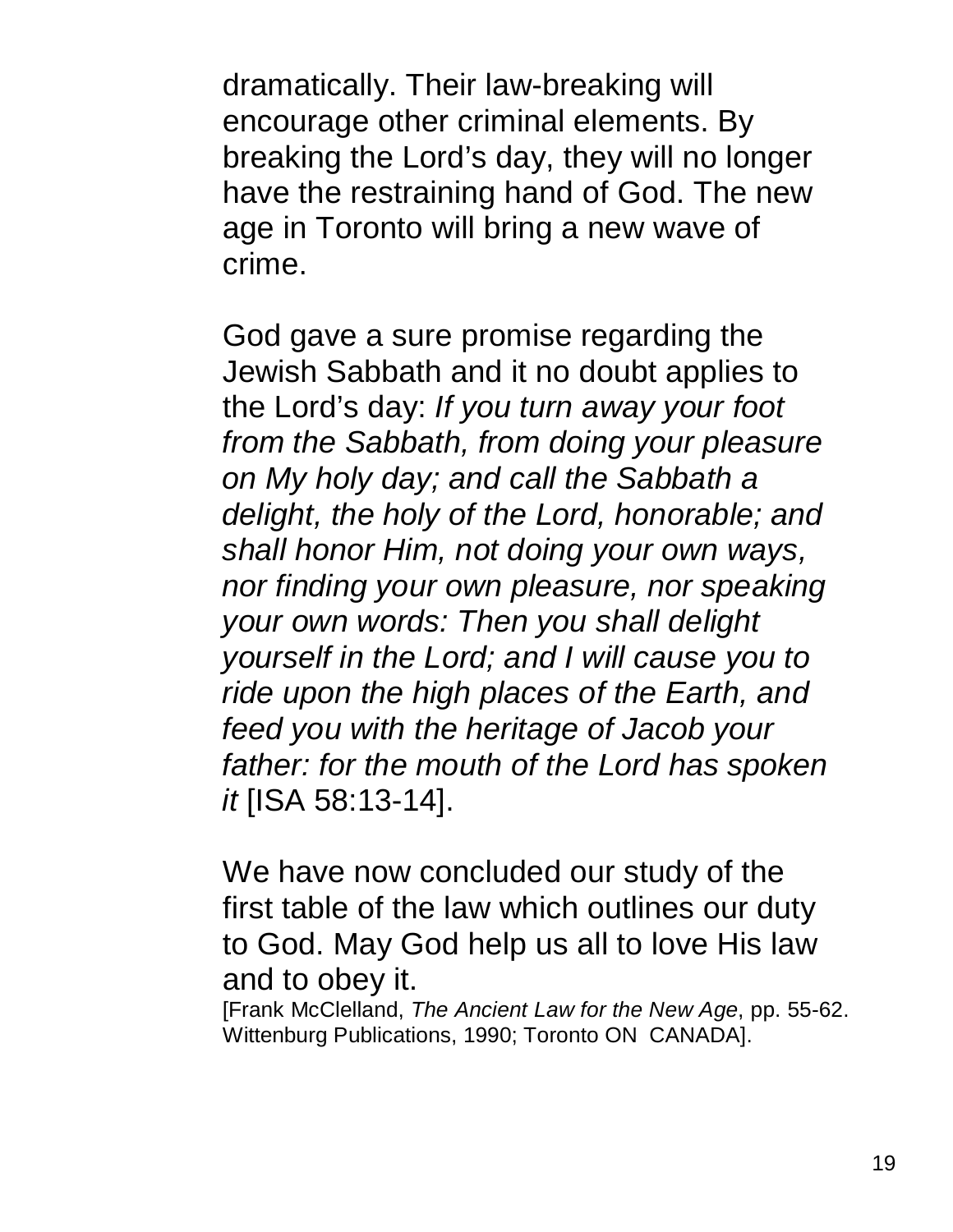dramatically. Their law-breaking will encourage other criminal elements. By breaking the Lord's day, they will no longer have the restraining hand of God. The new age in Toronto will bring a new wave of crime.

God gave a sure promise regarding the Jewish Sabbath and it no doubt applies to the Lord's day: *If you turn away your foot from the Sabbath, from doing your pleasure on My holy day; and call the Sabbath a delight, the holy of the Lord, honorable; and shall honor Him, not doing your own ways, nor finding your own pleasure, nor speaking your own words: Then you shall delight yourself in the Lord; and I will cause you to ride upon the high places of the Earth, and feed you with the heritage of Jacob your father: for the mouth of the Lord has spoken it* [ISA 58:13-14].

We have now concluded our study of the first table of the law which outlines our duty to God. May God help us all to love His law and to obey it.

[Frank McClelland, *The Ancient Law for the New Age*, pp. 55-62. Wittenburg Publications, 1990; Toronto ON CANADA].